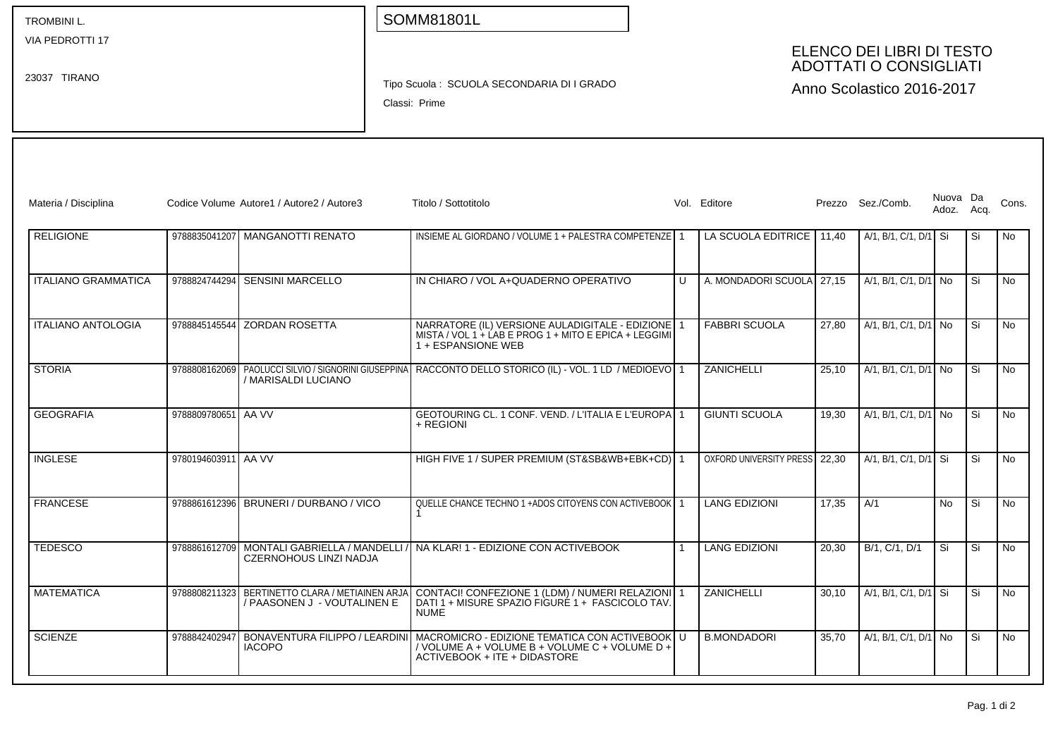TROMBINI L.
VIA PEDROTTI 17

23037 TIRANO

SOMM81801L

Tipo Scuola : SCUOLA SECONDARIA DI I GRADO

Classi: Prime

## ELENCO DEI LIBRI DI TESTO ADOTTATI O CONSIGLIATI

Anno Scolastico 2016-2017

| Materia / Disciplina | Codice Volume | Autore1 / Autore2 / Autore3 | Titolo / Sottotitolo | Vol. | Editore | Prezzo | Sez./Comb. | Nuova Adoz. | Da Acq. | Cons. |
|---|---|---|---|---|---|---|---|---|---|---|
| RELIGIONE | 9788835041207 | MANGANOTTI RENATO | INSIEME AL GIORDANO / VOLUME 1 + PALESTRA COMPETENZE | 1 | LA SCUOLA EDITRICE | 11,40 | A/1, B/1, C/1, D/1 | Si | Si | No |
| ITALIANO GRAMMATICA | 9788824744294 | SENSINI MARCELLO | IN CHIARO / VOL A+QUADERNO OPERATIVO | U | A. MONDADORI SCUOLA | 27,15 | A/1, B/1, C/1, D/1 | No | Si | No |
| ITALIANO ANTOLOGIA | 9788845145544 | ZORDAN ROSETTA | NARRATORE (IL) VERSIONE AULADIGITALE - EDIZIONE MISTA / VOL 1 + LAB E PROG 1 + MITO E EPICA + LEGGIMI 1 + ESPANSIONE WEB | 1 | FABBRI SCUOLA | 27,80 | A/1, B/1, C/1, D/1 | No | Si | No |
| STORIA | 9788808162069 | PAOLUCCI SILVIO / SIGNORINI GIUSEPPINA / MARISALDI LUCIANO | RACCONTO DELLO STORICO (IL) - VOL. 1 LD / MEDIOEVO | 1 | ZANICHELLI | 25,10 | A/1, B/1, C/1, D/1 | No | Si | No |
| GEOGRAFIA | 9788809780651 | AA VV | GEOTOURING CL. 1 CONF. VEND. / L'ITALIA E L'EUROPA + REGIONI | 1 | GIUNTI SCUOLA | 19,30 | A/1, B/1, C/1, D/1 | No | Si | No |
| INGLESE | 9780194603911 | AA VV | HIGH FIVE 1 / SUPER PREMIUM (ST&SB&WB+EBK+CD) | 1 | OXFORD UNIVERSITY PRESS | 22,30 | A/1, B/1, C/1, D/1 | Si | Si | No |
| FRANCESE | 9788861612396 | BRUNERI / DURBANO / VICO | QUELLE CHANCE TECHNO 1 +ADOS CITOYENS CON ACTIVEBOOK 1 | 1 | LANG EDIZIONI | 17,35 | A/1 | No | Si | No |
| TEDESCO | 9788861612709 | MONTALI GABRIELLA / MANDELLI / CZERNOHOUS LINZI NADJA | NA KLAR! 1 - EDIZIONE CON ACTIVEBOOK | 1 | LANG EDIZIONI | 20,30 | B/1, C/1, D/1 | Si | Si | No |
| MATEMATICA | 9788808211323 | BERTINETTO CLARA / METIAINEN ARJA / PAASONEN J - VOUTALINEN E | CONTACI! CONFEZIONE 1 (LDM) / NUMERI RELAZIONI DATI 1 + MISURE SPAZIO FIGURE 1 + FASCICOLO TAV. NUME | 1 | ZANICHELLI | 30,10 | A/1, B/1, C/1, D/1 | Si | Si | No |
| SCIENZE | 9788842402947 | BONAVENTURA FILIPPO / LEARDINI IACOPO | MACROMICRO - EDIZIONE TEMATICA CON ACTIVEBOOK / VOLUME A + VOLUME B + VOLUME C + VOLUME D + ACTIVEBOOK + ITE + DIDASTORE | U | B.MONDADORI | 35,70 | A/1, B/1, C/1, D/1 | No | Si | No |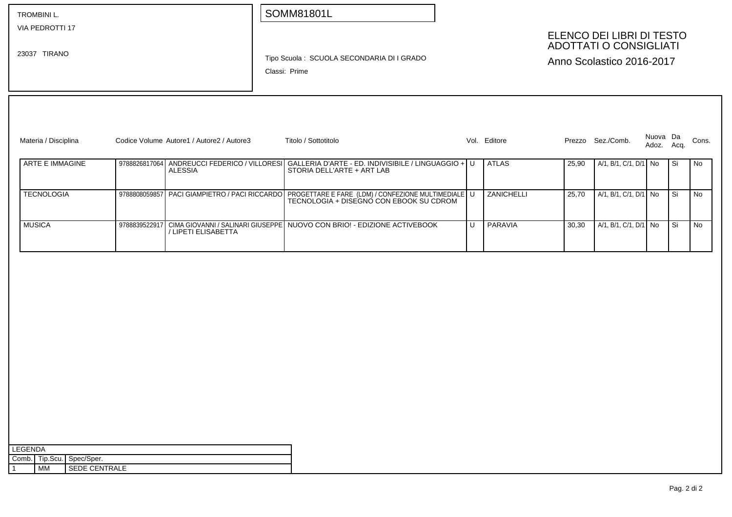TROMBINI L.

VIA PEDROTTI 17

23037 TIRANO

SOMM81801L

Tipo Scuola : SCUOLA SECONDARIA DI I GRADO

Classi: Prime

# ELENCO DEI LIBRI DI TESTO ADOTTATI O CONSIGLIATI

Anno Scolastico 2016-2017

| Materia / Disciplina | Codice Volume | Autore1 / Autore2 / Autore3 | Titolo / Sottotitolo | Vol. | Editore | Prezzo | Sez./Comb. | Nuova Adoz. | Da Acq. | Cons. |
|---|---|---|---|---|---|---|---|---|---|---|
| ARTE E IMMAGINE | 9788826817064 | ANDREUCCI FEDERICO / VILLORESI ALESSIA | GALLERIA D'ARTE - ED. INDIVISIBILE / LINGUAGGIO + STORIA DELL'ARTE + ART LAB | U | ATLAS | 25,90 | A/1, B/1, C/1, D/1 | No | Si | No |
| TECNOLOGIA | 9788808059857 | PACI GIAMPIETRO / PACI RICCARDO | PROGETTARE E FARE (LDM) / CONFEZIONE MULTIMEDIALE TECNOLOGIA + DISEGNO CON EBOOK SU CDROM | U | ZANICHELLI | 25,70 | A/1, B/1, C/1, D/1 | No | Si | No |
| MUSICA | 9788839522917 | CIMA GIOVANNI / SALINARI GIUSEPPE / LIPETI ELISABETTA | NUOVO CON BRIO! - EDIZIONE ACTIVEBOOK | U | PARAVIA | 30,30 | A/1, B/1, C/1, D/1 | No | Si | No |

| LEGENDA | | |
|---|---|---|
| Comb. | Tip.Scu. | Spec/Sper. |
| 1 | MM | SEDE CENTRALE |